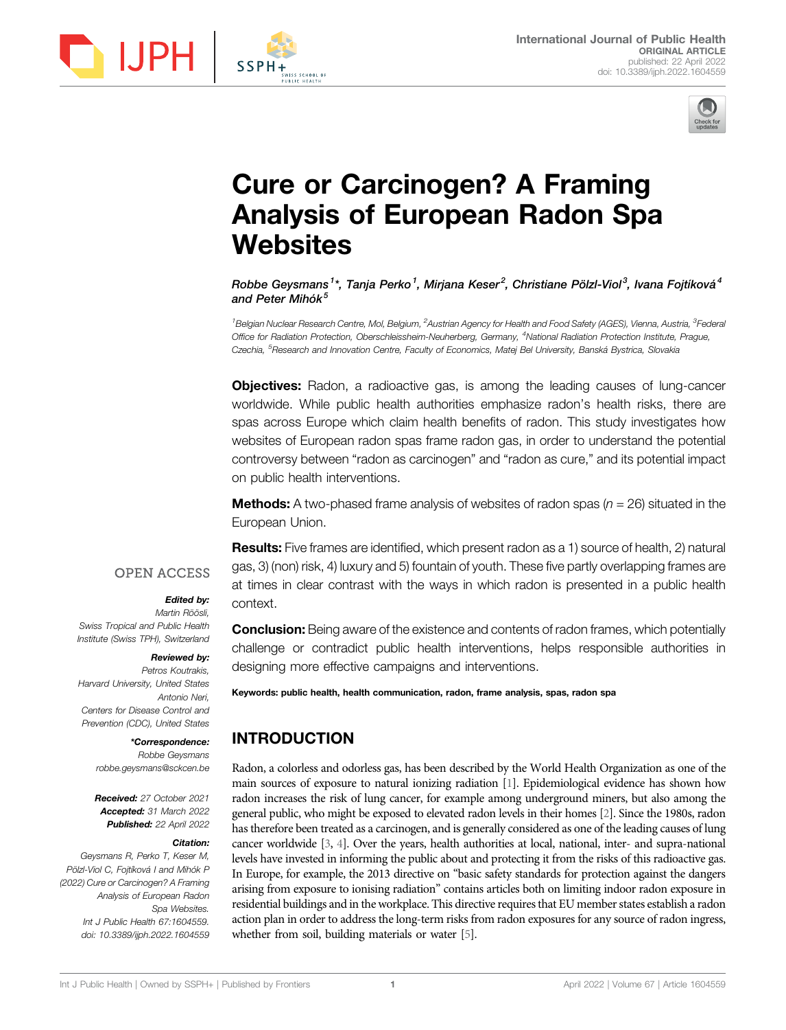International Journal of Public Health
ORIGINAL ARTICLE
published: 22 April 2022
doi: 10.3389/ijph.2022.1604559

# Cure or Carcinogen? A Framing Analysis of European Radon Spa Websites

*Robbe Geysmans[1]\*, Tanja Perko[1], Mirjana Keser[2], Christiane Pölzl-Viol[3], Ivana Fojtíková[4] and Peter Mihók[5]*

[1]Belgian Nuclear Research Centre, Mol, Belgium, [2]Austrian Agency for Health and Food Safety (AGES), Vienna, Austria, [3]Federal Office for Radiation Protection, Oberschleissheim-Neuherberg, Germany, [4]National Radiation Protection Institute, Prague, Czechia, [5]Research and Innovation Centre, Faculty of Economics, Matej Bel University, Banská Bystrica, Slovakia

**Objectives:** Radon, a radioactive gas, is among the leading causes of lung-cancer worldwide. While public health authorities emphasize radon's health risks, there are spas across Europe which claim health benefits of radon. This study investigates how websites of European radon spas frame radon gas, in order to understand the potential controversy between "radon as carcinogen" and "radon as cure," and its potential impact on public health interventions.

**Methods:** A two-phased frame analysis of websites of radon spas ($n$ = 26) situated in the European Union.

**Results:** Five frames are identified, which present radon as a 1) source of health, 2) natural gas, 3) (non) risk, 4) luxury and 5) fountain of youth. These five partly overlapping frames are at times in clear contrast with the ways in which radon is presented in a public health context.

**Conclusion:** Being aware of the existence and contents of radon frames, which potentially challenge or contradict public health interventions, helps responsible authorities in designing more effective campaigns and interventions.

**Keywords: public health, health communication, radon, frame analysis, spas, radon spa**

OPEN ACCESS

***Edited by:***
*Martin Röösli, Swiss Tropical and Public Health Institute (Swiss TPH), Switzerland*

***Reviewed by:***
*Petros Koutrakis, Harvard University, United States*
*Antonio Neri, Centers for Disease Control and Prevention (CDC), United States*

***\*Correspondence:***
*Robbe Geysmans*
*robbe.geysmans@sckcen.be*

***Received:*** *27 October 2021*
***Accepted:*** *31 March 2022*
***Published:*** *22 April 2022*

***Citation:***
*Geysmans R, Perko T, Keser M, Pölzl-Viol C, Fojtíková I and Mihók P (2022) Cure or Carcinogen? A Framing Analysis of European Radon Spa Websites. Int J Public Health 67:1604559. doi: 10.3389/ijph.2022.1604559*

## INTRODUCTION

Radon, a colorless and odorless gas, has been described by the World Health Organization as one of the main sources of exposure to natural ionizing radiation [1]. Epidemiological evidence has shown how radon increases the risk of lung cancer, for example among underground miners, but also among the general public, who might be exposed to elevated radon levels in their homes [2]. Since the 1980s, radon has therefore been treated as a carcinogen, and is generally considered as one of the leading causes of lung cancer worldwide [3, 4]. Over the years, health authorities at local, national, inter- and supra-national levels have invested in informing the public about and protecting it from the risks of this radioactive gas. In Europe, for example, the 2013 directive on "basic safety standards for protection against the dangers arising from exposure to ionising radiation" contains articles both on limiting indoor radon exposure in residential buildings and in the workplace. This directive requires that EU member states establish a radon action plan in order to address the long-term risks from radon exposures for any source of radon ingress, whether from soil, building materials or water [5].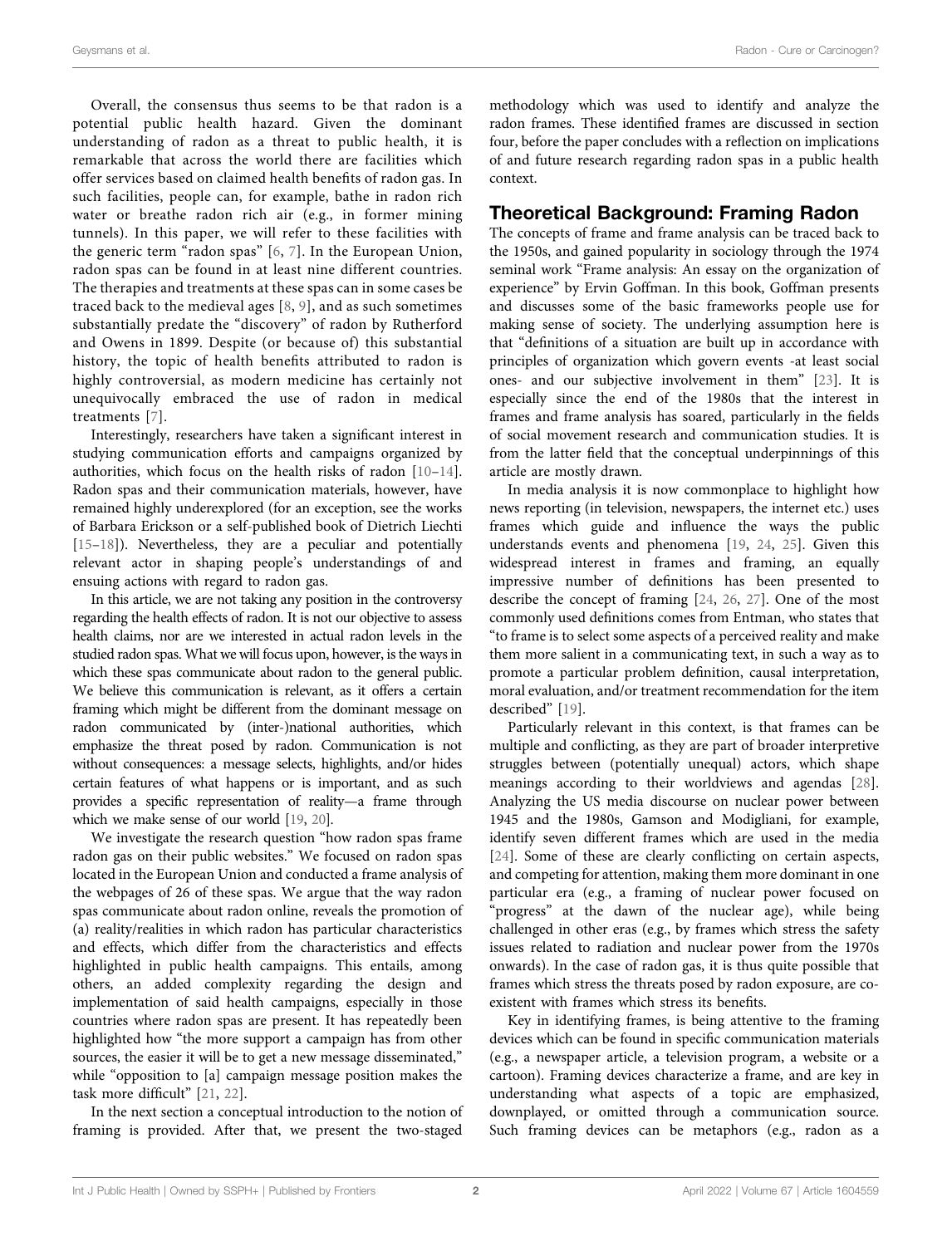Overall, the consensus thus seems to be that radon is a potential public health hazard. Given the dominant understanding of radon as a threat to public health, it is remarkable that across the world there are facilities which offer services based on claimed health benefits of radon gas. In such facilities, people can, for example, bathe in radon rich water or breathe radon rich air (e.g., in former mining tunnels). In this paper, we will refer to these facilities with the generic term "radon spas" [6, 7]. In the European Union, radon spas can be found in at least nine different countries. The therapies and treatments at these spas can in some cases be traced back to the medieval ages [8, 9], and as such sometimes substantially predate the "discovery" of radon by Rutherford and Owens in 1899. Despite (or because of) this substantial history, the topic of health benefits attributed to radon is highly controversial, as modern medicine has certainly not unequivocally embraced the use of radon in medical treatments [7].

Interestingly, researchers have taken a significant interest in studying communication efforts and campaigns organized by authorities, which focus on the health risks of radon [10–14]. Radon spas and their communication materials, however, have remained highly underexplored (for an exception, see the works of Barbara Erickson or a self-published book of Dietrich Liechti [15–18]). Nevertheless, they are a peculiar and potentially relevant actor in shaping people's understandings of and ensuing actions with regard to radon gas.

In this article, we are not taking any position in the controversy regarding the health effects of radon. It is not our objective to assess health claims, nor are we interested in actual radon levels in the studied radon spas. What we will focus upon, however, is the ways in which these spas communicate about radon to the general public. We believe this communication is relevant, as it offers a certain framing which might be different from the dominant message on radon communicated by (inter-)national authorities, which emphasize the threat posed by radon. Communication is not without consequences: a message selects, highlights, and/or hides certain features of what happens or is important, and as such provides a specific representation of reality—a frame through which we make sense of our world [19, 20].

We investigate the research question "how radon spas frame radon gas on their public websites." We focused on radon spas located in the European Union and conducted a frame analysis of the webpages of 26 of these spas. We argue that the way radon spas communicate about radon online, reveals the promotion of (a) reality/realities in which radon has particular characteristics and effects, which differ from the characteristics and effects highlighted in public health campaigns. This entails, among others, an added complexity regarding the design and implementation of said health campaigns, especially in those countries where radon spas are present. It has repeatedly been highlighted how "the more support a campaign has from other sources, the easier it will be to get a new message disseminated," while "opposition to [a] campaign message position makes the task more difficult" [21, 22].

In the next section a conceptual introduction to the notion of framing is provided. After that, we present the two-staged methodology which was used to identify and analyze the radon frames. These identified frames are discussed in section four, before the paper concludes with a reflection on implications of and future research regarding radon spas in a public health context.

## Theoretical Background: Framing Radon

The concepts of frame and frame analysis can be traced back to the 1950s, and gained popularity in sociology through the 1974 seminal work "Frame analysis: An essay on the organization of experience" by Ervin Goffman. In this book, Goffman presents and discusses some of the basic frameworks people use for making sense of society. The underlying assumption here is that "definitions of a situation are built up in accordance with principles of organization which govern events -at least social ones- and our subjective involvement in them" [23]. It is especially since the end of the 1980s that the interest in frames and frame analysis has soared, particularly in the fields of social movement research and communication studies. It is from the latter field that the conceptual underpinnings of this article are mostly drawn.

In media analysis it is now commonplace to highlight how news reporting (in television, newspapers, the internet etc.) uses frames which guide and influence the ways the public understands events and phenomena [19, 24, 25]. Given this widespread interest in frames and framing, an equally impressive number of definitions has been presented to describe the concept of framing [24, 26, 27]. One of the most commonly used definitions comes from Entman, who states that "to frame is to select some aspects of a perceived reality and make them more salient in a communicating text, in such a way as to promote a particular problem definition, causal interpretation, moral evaluation, and/or treatment recommendation for the item described" [19].

Particularly relevant in this context, is that frames can be multiple and conflicting, as they are part of broader interpretive struggles between (potentially unequal) actors, which shape meanings according to their worldviews and agendas [28]. Analyzing the US media discourse on nuclear power between 1945 and the 1980s, Gamson and Modigliani, for example, identify seven different frames which are used in the media [24]. Some of these are clearly conflicting on certain aspects, and competing for attention, making them more dominant in one particular era (e.g., a framing of nuclear power focused on "progress" at the dawn of the nuclear age), while being challenged in other eras (e.g., by frames which stress the safety issues related to radiation and nuclear power from the 1970s onwards). In the case of radon gas, it is thus quite possible that frames which stress the threats posed by radon exposure, are co-existent with frames which stress its benefits.

Key in identifying frames, is being attentive to the framing devices which can be found in specific communication materials (e.g., a newspaper article, a television program, a website or a cartoon). Framing devices characterize a frame, and are key in understanding what aspects of a topic are emphasized, downplayed, or omitted through a communication source. Such framing devices can be metaphors (e.g., radon as a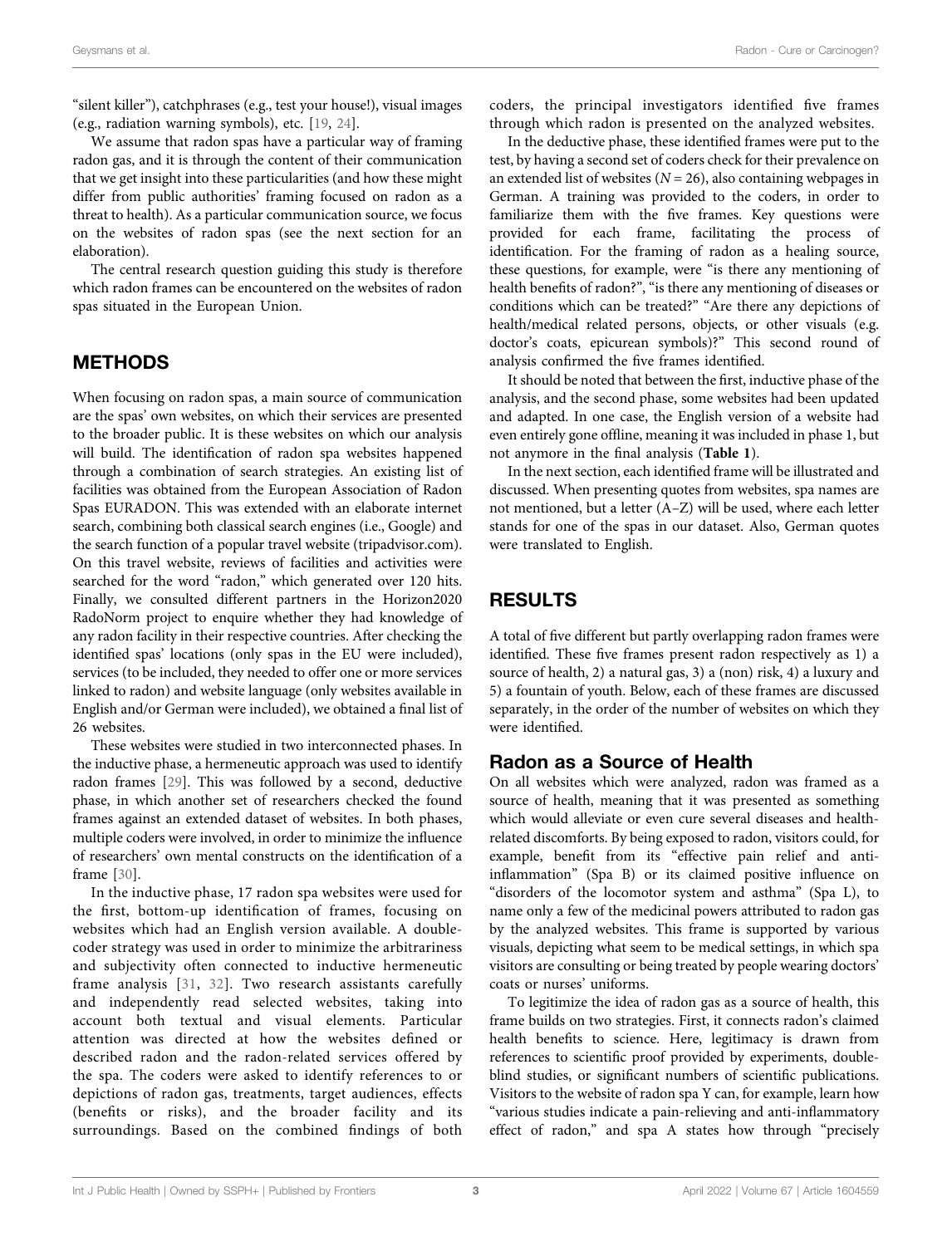"silent killer"), catchphrases (e.g., test your house!), visual images (e.g., radiation warning symbols), etc. [19, 24].

We assume that radon spas have a particular way of framing radon gas, and it is through the content of their communication that we get insight into these particularities (and how these might differ from public authorities' framing focused on radon as a threat to health). As a particular communication source, we focus on the websites of radon spas (see the next section for an elaboration).

The central research question guiding this study is therefore which radon frames can be encountered on the websites of radon spas situated in the European Union.

## METHODS

When focusing on radon spas, a main source of communication are the spas' own websites, on which their services are presented to the broader public. It is these websites on which our analysis will build. The identification of radon spa websites happened through a combination of search strategies. An existing list of facilities was obtained from the European Association of Radon Spas EURADON. This was extended with an elaborate internet search, combining both classical search engines (i.e., Google) and the search function of a popular travel website (tripadvisor.com). On this travel website, reviews of facilities and activities were searched for the word "radon," which generated over 120 hits. Finally, we consulted different partners in the Horizon2020 RadoNorm project to enquire whether they had knowledge of any radon facility in their respective countries. After checking the identified spas' locations (only spas in the EU were included), services (to be included, they needed to offer one or more services linked to radon) and website language (only websites available in English and/or German were included), we obtained a final list of 26 websites.

These websites were studied in two interconnected phases. In the inductive phase, a hermeneutic approach was used to identify radon frames [29]. This was followed by a second, deductive phase, in which another set of researchers checked the found frames against an extended dataset of websites. In both phases, multiple coders were involved, in order to minimize the influence of researchers' own mental constructs on the identification of a frame [30].

In the inductive phase, 17 radon spa websites were used for the first, bottom-up identification of frames, focusing on websites which had an English version available. A double-coder strategy was used in order to minimize the arbitrariness and subjectivity often connected to inductive hermeneutic frame analysis [31, 32]. Two research assistants carefully and independently read selected websites, taking into account both textual and visual elements. Particular attention was directed at how the websites defined or described radon and the radon-related services offered by the spa. The coders were asked to identify references to or depictions of radon gas, treatments, target audiences, effects (benefits or risks), and the broader facility and its surroundings. Based on the combined findings of both coders, the principal investigators identified five frames through which radon is presented on the analyzed websites.

In the deductive phase, these identified frames were put to the test, by having a second set of coders check for their prevalence on an extended list of websites ($N = 26$), also containing webpages in German. A training was provided to the coders, in order to familiarize them with the five frames. Key questions were provided for each frame, facilitating the process of identification. For the framing of radon as a healing source, these questions, for example, were "is there any mentioning of health benefits of radon?", "is there any mentioning of diseases or conditions which can be treated?" "Are there any depictions of health/medical related persons, objects, or other visuals (e.g. doctor's coats, epicurean symbols)?" This second round of analysis confirmed the five frames identified.

It should be noted that between the first, inductive phase of the analysis, and the second phase, some websites had been updated and adapted. In one case, the English version of a website had even entirely gone offline, meaning it was included in phase 1, but not anymore in the final analysis (**Table 1**).

In the next section, each identified frame will be illustrated and discussed. When presenting quotes from websites, spa names are not mentioned, but a letter (A–Z) will be used, where each letter stands for one of the spas in our dataset. Also, German quotes were translated to English.

## RESULTS

A total of five different but partly overlapping radon frames were identified. These five frames present radon respectively as 1) a source of health, 2) a natural gas, 3) a (non) risk, 4) a luxury and 5) a fountain of youth. Below, each of these frames are discussed separately, in the order of the number of websites on which they were identified.

### Radon as a Source of Health

On all websites which were analyzed, radon was framed as a source of health, meaning that it was presented as something which would alleviate or even cure several diseases and health-related discomforts. By being exposed to radon, visitors could, for example, benefit from its "effective pain relief and anti-inflammation" (Spa B) or its claimed positive influence on "disorders of the locomotor system and asthma" (Spa L), to name only a few of the medicinal powers attributed to radon gas by the analyzed websites. This frame is supported by various visuals, depicting what seem to be medical settings, in which spa visitors are consulting or being treated by people wearing doctors' coats or nurses' uniforms.

To legitimize the idea of radon gas as a source of health, this frame builds on two strategies. First, it connects radon's claimed health benefits to science. Here, legitimacy is drawn from references to scientific proof provided by experiments, double-blind studies, or significant numbers of scientific publications. Visitors to the website of radon spa Y can, for example, learn how "various studies indicate a pain-relieving and anti-inflammatory effect of radon," and spa A states how through "precisely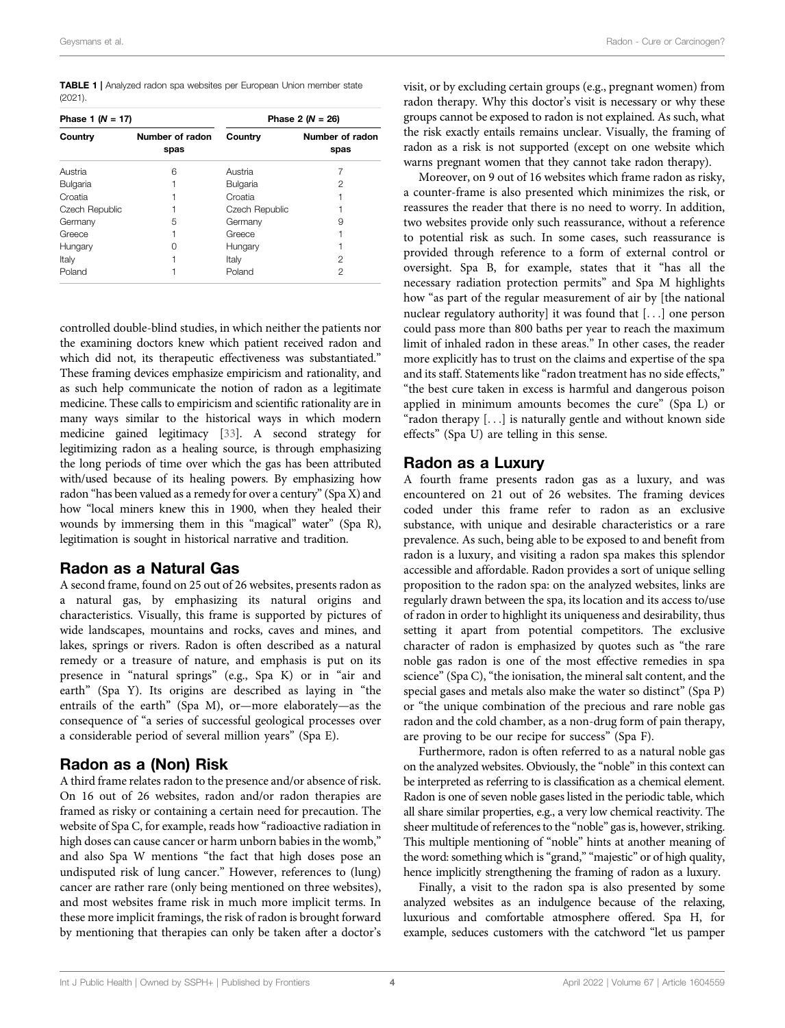**TABLE 1** | Analyzed radon spa websites per European Union member state (2021).

| Phase 1 (*N* = 17) | | Phase 2 (*N* = 26) | |
|---|---|---|---|
| Country | Number of radon spas | Country | Number of radon spas |
| Austria | 6 | Austria | 7 |
| Bulgaria | 1 | Bulgaria | 2 |
| Croatia | 1 | Croatia | 1 |
| Czech Republic | 1 | Czech Republic | 1 |
| Germany | 5 | Germany | 9 |
| Greece | 1 | Greece | 1 |
| Hungary | 0 | Hungary | 1 |
| Italy | 1 | Italy | 2 |
| Poland | 1 | Poland | 2 |

controlled double-blind studies, in which neither the patients nor the examining doctors knew which patient received radon and which did not, its therapeutic effectiveness was substantiated." These framing devices emphasize empiricism and rationality, and as such help communicate the notion of radon as a legitimate medicine. These calls to empiricism and scientific rationality are in many ways similar to the historical ways in which modern medicine gained legitimacy [33]. A second strategy for legitimizing radon as a healing source, is through emphasizing the long periods of time over which the gas has been attributed with/used because of its healing powers. By emphasizing how radon "has been valued as a remedy for over a century" (Spa X) and how "local miners knew this in 1900, when they healed their wounds by immersing them in this "magical" water" (Spa R), legitimation is sought in historical narrative and tradition.

## Radon as a Natural Gas

A second frame, found on 25 out of 26 websites, presents radon as a natural gas, by emphasizing its natural origins and characteristics. Visually, this frame is supported by pictures of wide landscapes, mountains and rocks, caves and mines, and lakes, springs or rivers. Radon is often described as a natural remedy or a treasure of nature, and emphasis is put on its presence in "natural springs" (e.g., Spa K) or in "air and earth" (Spa Y). Its origins are described as laying in "the entrails of the earth" (Spa M), or—more elaborately—as the consequence of "a series of successful geological processes over a considerable period of several million years" (Spa E).

## Radon as a (Non) Risk

A third frame relates radon to the presence and/or absence of risk. On 16 out of 26 websites, radon and/or radon therapies are framed as risky or containing a certain need for precaution. The website of Spa C, for example, reads how "radioactive radiation in high doses can cause cancer or harm unborn babies in the womb," and also Spa W mentions "the fact that high doses pose an undisputed risk of lung cancer." However, references to (lung) cancer are rather rare (only being mentioned on three websites), and most websites frame risk in much more implicit terms. In these more implicit framings, the risk of radon is brought forward by mentioning that therapies can only be taken after a doctor's visit, or by excluding certain groups (e.g., pregnant women) from radon therapy. Why this doctor's visit is necessary or why these groups cannot be exposed to radon is not explained. As such, what the risk exactly entails remains unclear. Visually, the framing of radon as a risk is not supported (except on one website which warns pregnant women that they cannot take radon therapy).

Moreover, on 9 out of 16 websites which frame radon as risky, a counter-frame is also presented which minimizes the risk, or reassures the reader that there is no need to worry. In addition, two websites provide only such reassurance, without a reference to potential risk as such. In some cases, such reassurance is provided through reference to a form of external control or oversight. Spa B, for example, states that it "has all the necessary radiation protection permits" and Spa M highlights how "as part of the regular measurement of air by [the national nuclear regulatory authority] it was found that [...] one person could pass more than 800 baths per year to reach the maximum limit of inhaled radon in these areas." In other cases, the reader more explicitly has to trust on the claims and expertise of the spa and its staff. Statements like "radon treatment has no side effects," "the best cure taken in excess is harmful and dangerous poison applied in minimum amounts becomes the cure" (Spa L) or "radon therapy [...] is naturally gentle and without known side effects" (Spa U) are telling in this sense.

## Radon as a Luxury

A fourth frame presents radon gas as a luxury, and was encountered on 21 out of 26 websites. The framing devices coded under this frame refer to radon as an exclusive substance, with unique and desirable characteristics or a rare prevalence. As such, being able to be exposed to and benefit from radon is a luxury, and visiting a radon spa makes this splendor accessible and affordable. Radon provides a sort of unique selling proposition to the radon spa: on the analyzed websites, links are regularly drawn between the spa, its location and its access to/use of radon in order to highlight its uniqueness and desirability, thus setting it apart from potential competitors. The exclusive character of radon is emphasized by quotes such as "the rare noble gas radon is one of the most effective remedies in spa science" (Spa C), "the ionisation, the mineral salt content, and the special gases and metals also make the water so distinct" (Spa P) or "the unique combination of the precious and rare noble gas radon and the cold chamber, as a non-drug form of pain therapy, are proving to be our recipe for success" (Spa F).

Furthermore, radon is often referred to as a natural noble gas on the analyzed websites. Obviously, the "noble" in this context can be interpreted as referring to is classification as a chemical element. Radon is one of seven noble gases listed in the periodic table, which all share similar properties, e.g., a very low chemical reactivity. The sheer multitude of references to the "noble" gas is, however, striking. This multiple mentioning of "noble" hints at another meaning of the word: something which is "grand," "majestic" or of high quality, hence implicitly strengthening the framing of radon as a luxury.

Finally, a visit to the radon spa is also presented by some analyzed websites as an indulgence because of the relaxing, luxurious and comfortable atmosphere offered. Spa H, for example, seduces customers with the catchword "let us pamper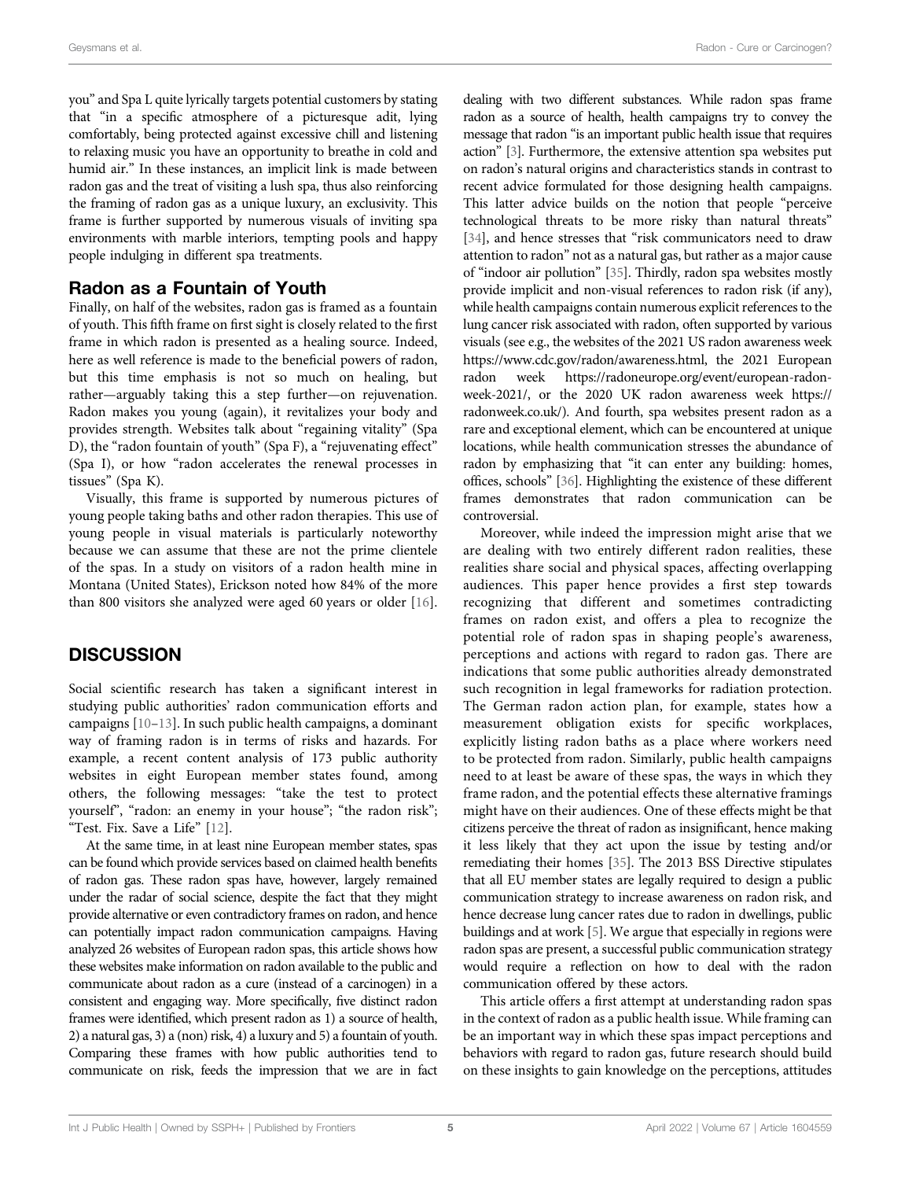you" and Spa L quite lyrically targets potential customers by stating that "in a specific atmosphere of a picturesque adit, lying comfortably, being protected against excessive chill and listening to relaxing music you have an opportunity to breathe in cold and humid air." In these instances, an implicit link is made between radon gas and the treat of visiting a lush spa, thus also reinforcing the framing of radon gas as a unique luxury, an exclusivity. This frame is further supported by numerous visuals of inviting spa environments with marble interiors, tempting pools and happy people indulging in different spa treatments.

## Radon as a Fountain of Youth

Finally, on half of the websites, radon gas is framed as a fountain of youth. This fifth frame on first sight is closely related to the first frame in which radon is presented as a healing source. Indeed, here as well reference is made to the beneficial powers of radon, but this time emphasis is not so much on healing, but rather—arguably taking this a step further—on rejuvenation. Radon makes you young (again), it revitalizes your body and provides strength. Websites talk about "regaining vitality" (Spa D), the "radon fountain of youth" (Spa F), a "rejuvenating effect" (Spa I), or how "radon accelerates the renewal processes in tissues" (Spa K).

Visually, this frame is supported by numerous pictures of young people taking baths and other radon therapies. This use of young people in visual materials is particularly noteworthy because we can assume that these are not the prime clientele of the spas. In a study on visitors of a radon health mine in Montana (United States), Erickson noted how 84% of the more than 800 visitors she analyzed were aged 60 years or older [16].

## DISCUSSION

Social scientific research has taken a significant interest in studying public authorities' radon communication efforts and campaigns [10–13]. In such public health campaigns, a dominant way of framing radon is in terms of risks and hazards. For example, a recent content analysis of 173 public authority websites in eight European member states found, among others, the following messages: "take the test to protect yourself", "radon: an enemy in your house"; "the radon risk"; "Test. Fix. Save a Life" [12].

At the same time, in at least nine European member states, spas can be found which provide services based on claimed health benefits of radon gas. These radon spas have, however, largely remained under the radar of social science, despite the fact that they might provide alternative or even contradictory frames on radon, and hence can potentially impact radon communication campaigns. Having analyzed 26 websites of European radon spas, this article shows how these websites make information on radon available to the public and communicate about radon as a cure (instead of a carcinogen) in a consistent and engaging way. More specifically, five distinct radon frames were identified, which present radon as 1) a source of health, 2) a natural gas, 3) a (non) risk, 4) a luxury and 5) a fountain of youth. Comparing these frames with how public authorities tend to communicate on risk, feeds the impression that we are in fact dealing with two different substances. While radon spas frame radon as a source of health, health campaigns try to convey the message that radon "is an important public health issue that requires action" [3]. Furthermore, the extensive attention spa websites put on radon's natural origins and characteristics stands in contrast to recent advice formulated for those designing health campaigns. This latter advice builds on the notion that people "perceive technological threats to be more risky than natural threats" [34], and hence stresses that "risk communicators need to draw attention to radon" not as a natural gas, but rather as a major cause of "indoor air pollution" [35]. Thirdly, radon spa websites mostly provide implicit and non-visual references to radon risk (if any), while health campaigns contain numerous explicit references to the lung cancer risk associated with radon, often supported by various visuals (see e.g., the websites of the 2021 US radon awareness week https://www.cdc.gov/radon/awareness.html, the 2021 European radon week https://radoneurope.org/event/european-radon-week-2021/, or the 2020 UK radon awareness week https://radonweek.co.uk/). And fourth, spa websites present radon as a rare and exceptional element, which can be encountered at unique locations, while health communication stresses the abundance of radon by emphasizing that "it can enter any building: homes, offices, schools" [36]. Highlighting the existence of these different frames demonstrates that radon communication can be controversial.

Moreover, while indeed the impression might arise that we are dealing with two entirely different radon realities, these realities share social and physical spaces, affecting overlapping audiences. This paper hence provides a first step towards recognizing that different and sometimes contradicting frames on radon exist, and offers a plea to recognize the potential role of radon spas in shaping people's awareness, perceptions and actions with regard to radon gas. There are indications that some public authorities already demonstrated such recognition in legal frameworks for radiation protection. The German radon action plan, for example, states how a measurement obligation exists for specific workplaces, explicitly listing radon baths as a place where workers need to be protected from radon. Similarly, public health campaigns need to at least be aware of these spas, the ways in which they frame radon, and the potential effects these alternative framings might have on their audiences. One of these effects might be that citizens perceive the threat of radon as insignificant, hence making it less likely that they act upon the issue by testing and/or remediating their homes [35]. The 2013 BSS Directive stipulates that all EU member states are legally required to design a public communication strategy to increase awareness on radon risk, and hence decrease lung cancer rates due to radon in dwellings, public buildings and at work [5]. We argue that especially in regions were radon spas are present, a successful public communication strategy would require a reflection on how to deal with the radon communication offered by these actors.

This article offers a first attempt at understanding radon spas in the context of radon as a public health issue. While framing can be an important way in which these spas impact perceptions and behaviors with regard to radon gas, future research should build on these insights to gain knowledge on the perceptions, attitudes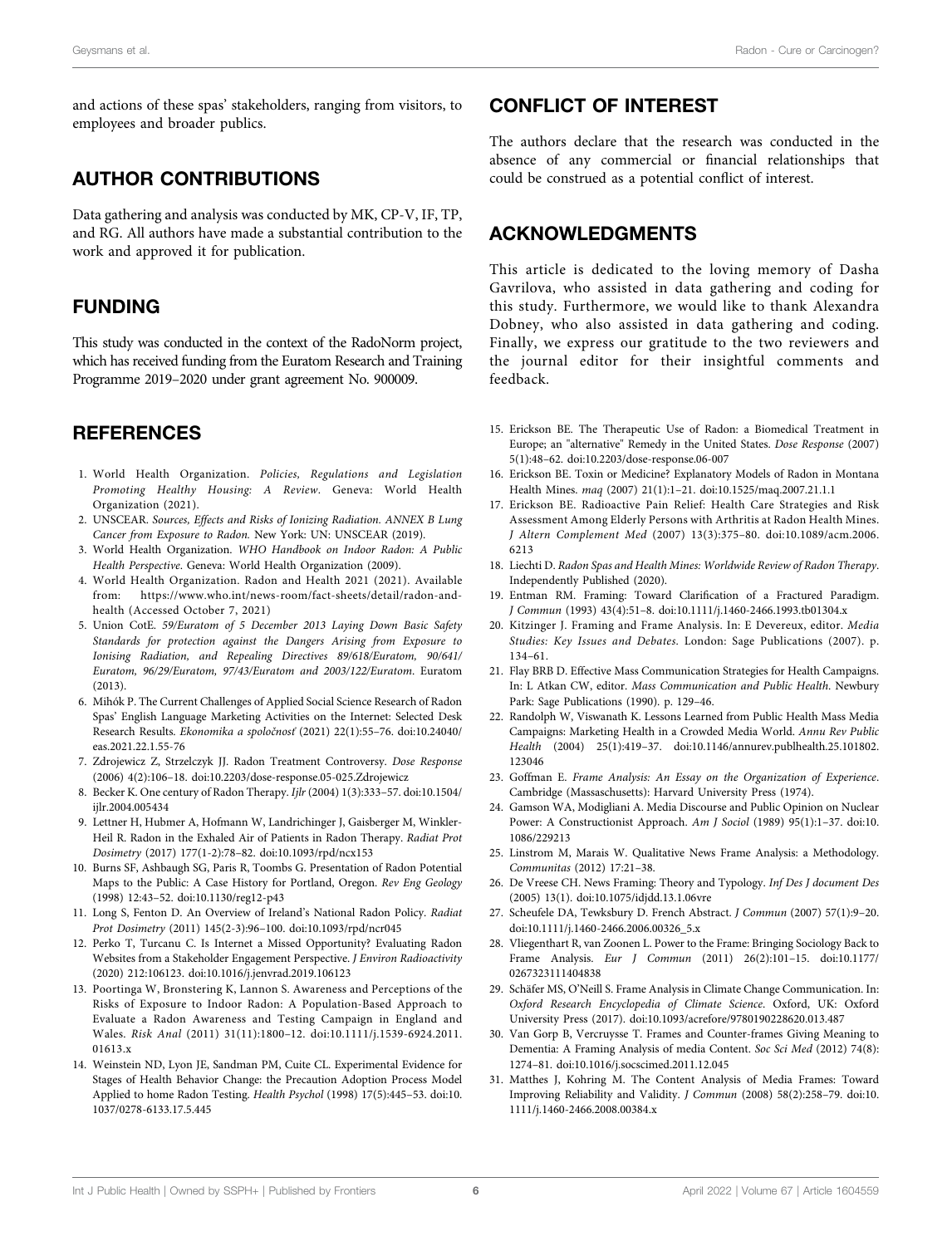and actions of these spas' stakeholders, ranging from visitors, to employees and broader publics.

## AUTHOR CONTRIBUTIONS

Data gathering and analysis was conducted by MK, CP-V, IF, TP, and RG. All authors have made a substantial contribution to the work and approved it for publication.

## FUNDING

This study was conducted in the context of the RadoNorm project, which has received funding from the Euratom Research and Training Programme 2019–2020 under grant agreement No. 900009.

## CONFLICT OF INTEREST

The authors declare that the research was conducted in the absence of any commercial or financial relationships that could be construed as a potential conflict of interest.

## ACKNOWLEDGMENTS

This article is dedicated to the loving memory of Dasha Gavrilova, who assisted in data gathering and coding for this study. Furthermore, we would like to thank Alexandra Dobney, who also assisted in data gathering and coding. Finally, we express our gratitude to the two reviewers and the journal editor for their insightful comments and feedback.

## REFERENCES

1. World Health Organization. *Policies, Regulations and Legislation Promoting Healthy Housing: A Review*. Geneva: World Health Organization (2021).
2. UNSCEAR. *Sources, Effects and Risks of Ionizing Radiation. ANNEX B Lung Cancer from Exposure to Radon.* New York: UN: UNSCEAR (2019).
3. World Health Organization. *WHO Handbook on Indoor Radon: A Public Health Perspective.* Geneva: World Health Organization (2009).
4. World Health Organization. Radon and Health 2021 (2021). Available from: https://www.who.int/news-room/fact-sheets/detail/radon-and-health (Accessed October 7, 2021)
5. Union CotE. *59/Euratom of 5 December 2013 Laying Down Basic Safety Standards for protection against the Dangers Arising from Exposure to Ionising Radiation, and Repealing Directives 89/618/Euratom, 90/641/Euratom, 96/29/Euratom, 97/43/Euratom and 2003/122/Euratom.* Euratom (2013).
6. Mihók P. The Current Challenges of Applied Social Science Research of Radon Spas' English Language Marketing Activities on the Internet: Selected Desk Research Results. *Ekonomika a spoločnosť* (2021) 22(1):55–76. doi:10.24040/eas.2021.22.1.55-76
7. Zdrojewicz Z, Strzelczyk JJ. Radon Treatment Controversy. *Dose Response* (2006) 4(2):106–18. doi:10.2203/dose-response.05-025.Zdrojewicz
8. Becker K. One century of Radon Therapy. *Ijlr* (2004) 1(3):333–57. doi:10.1504/ijlr.2004.005434
9. Lettner H, Hubmer A, Hofmann W, Landrichinger J, Gaisberger M, Winkler-Heil R. Radon in the Exhaled Air of Patients in Radon Therapy. *Radiat Prot Dosimetry* (2017) 177(1-2):78–82. doi:10.1093/rpd/ncx153
10. Burns SF, Ashbaugh SG, Paris R, Toombs G. Presentation of Radon Potential Maps to the Public: A Case History for Portland, Oregon. *Rev Eng Geology* (1998) 12:43–52. doi:10.1130/reg12-p43
11. Long S, Fenton D. An Overview of Ireland's National Radon Policy. *Radiat Prot Dosimetry* (2011) 145(2-3):96–100. doi:10.1093/rpd/ncr045
12. Perko T, Turcanu C. Is Internet a Missed Opportunity? Evaluating Radon Websites from a Stakeholder Engagement Perspective. *J Environ Radioactivity* (2020) 212:106123. doi:10.1016/j.jenvrad.2019.106123
13. Poortinga W, Bronstering K, Lannon S. Awareness and Perceptions of the Risks of Exposure to Indoor Radon: A Population-Based Approach to Evaluate a Radon Awareness and Testing Campaign in England and Wales. *Risk Anal* (2011) 31(11):1800–12. doi:10.1111/j.1539-6924.2011.01613.x
14. Weinstein ND, Lyon JE, Sandman PM, Cuite CL. Experimental Evidence for Stages of Health Behavior Change: the Precaution Adoption Process Model Applied to home Radon Testing. *Health Psychol* (1998) 17(5):445–53. doi:10.1037/0278-6133.17.5.445
15. Erickson BE. The Therapeutic Use of Radon: a Biomedical Treatment in Europe; an "alternative" Remedy in the United States. *Dose Response* (2007) 5(1):48–62. doi:10.2203/dose-response.06-007
16. Erickson BE. Toxin or Medicine? Explanatory Models of Radon in Montana Health Mines. *maq* (2007) 21(1):1–21. doi:10.1525/maq.2007.21.1.1
17. Erickson BE. Radioactive Pain Relief: Health Care Strategies and Risk Assessment Among Elderly Persons with Arthritis at Radon Health Mines. *J Altern Complement Med* (2007) 13(3):375–80. doi:10.1089/acm.2006.6213
18. Liechti D. *Radon Spas and Health Mines: Worldwide Review of Radon Therapy*. Independently Published (2020).
19. Entman RM. Framing: Toward Clarification of a Fractured Paradigm. *J Commun* (1993) 43(4):51–8. doi:10.1111/j.1460-2466.1993.tb01304.x
20. Kitzinger J. Framing and Frame Analysis. In: E Devereux, editor. *Media Studies: Key Issues and Debates*. London: Sage Publications (2007). p. 134–61.
21. Flay BRB D. Effective Mass Communication Strategies for Health Campaigns. In: L Atkan CW, editor. *Mass Communication and Public Health*. Newbury Park: Sage Publications (1990). p. 129–46.
22. Randolph W, Viswanath K. Lessons Learned from Public Health Mass Media Campaigns: Marketing Health in a Crowded Media World. *Annu Rev Public Health* (2004) 25(1):419–37. doi:10.1146/annurev.publhealth.25.101802.123046
23. Goffman E. *Frame Analysis: An Essay on the Organization of Experience*. Cambridge (Massachusetts): Harvard University Press (1974).
24. Gamson WA, Modigliani A. Media Discourse and Public Opinion on Nuclear Power: A Constructionist Approach. *Am J Sociol* (1989) 95(1):1–37. doi:10.1086/229213
25. Linstrom M, Marais W. Qualitative News Frame Analysis: a Methodology. *Communitas* (2012) 17:21–38.
26. De Vreese CH. News Framing: Theory and Typology. *Inf Des J document Des* (2005) 13(1). doi:10.1075/idjdd.13.1.06vre
27. Scheufele DA, Tewksbury D. Framing, Agenda Setting, and Priming: The Evolution of Three Media Effects Models. *J Commun* (2007) 57(1):9–20. doi:10.1111/j.1460-2466.2006.00326_5.x
28. Vliegenthart R, van Zoonen L. Power to the Frame: Bringing Sociology Back to Frame Analysis. *Eur J Commun* (2011) 26(2):101–15. doi:10.1177/0267323111404838
29. Schäfer MS, O'Neill S. Frame Analysis in Climate Change Communication. In: *Oxford Research Encyclopedia of Climate Science*. Oxford, UK: Oxford University Press (2017). doi:10.1093/acrefore/9780190228620.013.487
30. Van Gorp B, Vercruysse T. Frames and Counter-frames Giving Meaning to Dementia: A Framing Analysis of media Content. *Soc Sci Med* (2012) 74(8):1274–81. doi:10.1016/j.socscimed.2011.12.045
31. Matthes J, Kohring M. The Content Analysis of Media Frames: Toward Improving Reliability and Validity. *J Commun* (2008) 58(2):258–79. doi:10.1111/j.1460-2466.2008.00384.x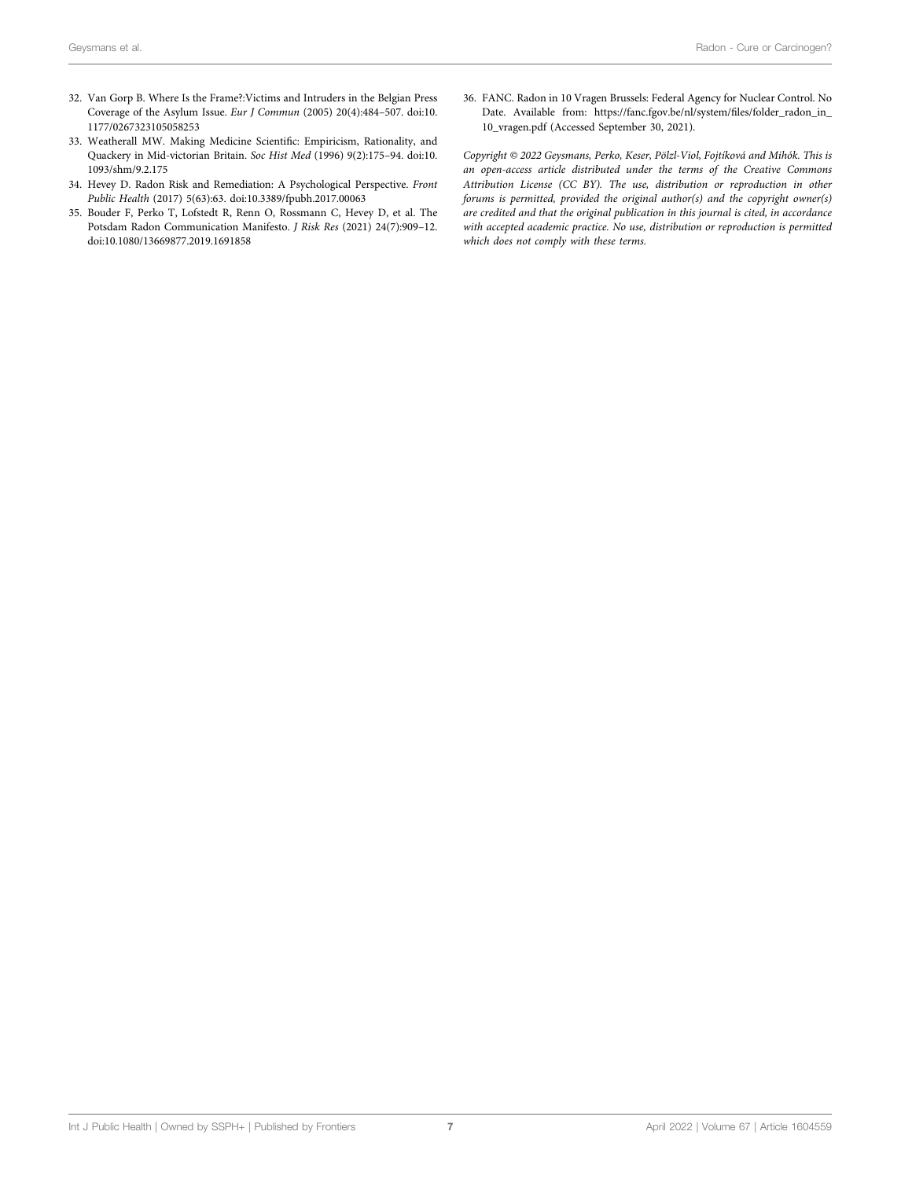32. Van Gorp B. Where Is the Frame?:Victims and Intruders in the Belgian Press Coverage of the Asylum Issue. *Eur J Commun* (2005) 20(4):484–507. doi:10.1177/0267323105058253
33. Weatherall MW. Making Medicine Scientific: Empiricism, Rationality, and Quackery in Mid-victorian Britain. *Soc Hist Med* (1996) 9(2):175–94. doi:10.1093/shm/9.2.175
34. Hevey D. Radon Risk and Remediation: A Psychological Perspective. *Front Public Health* (2017) 5(63):63. doi:10.3389/fpubh.2017.00063
35. Bouder F, Perko T, Lofstedt R, Renn O, Rossmann C, Hevey D, et al. The Potsdam Radon Communication Manifesto. *J Risk Res* (2021) 24(7):909–12. doi:10.1080/13669877.2019.1691858
36. FANC. Radon in 10 Vragen Brussels: Federal Agency for Nuclear Control. No Date. Available from: https://fanc.fgov.be/nl/system/files/folder_radon_in_10_vragen.pdf (Accessed September 30, 2021).

*Copyright © 2022 Geysmans, Perko, Keser, Pölzl-Viol, Fojtíková and Mihók. This is an open-access article distributed under the terms of the Creative Commons Attribution License (CC BY). The use, distribution or reproduction in other forums is permitted, provided the original author(s) and the copyright owner(s) are credited and that the original publication in this journal is cited, in accordance with accepted academic practice. No use, distribution or reproduction is permitted which does not comply with these terms.*